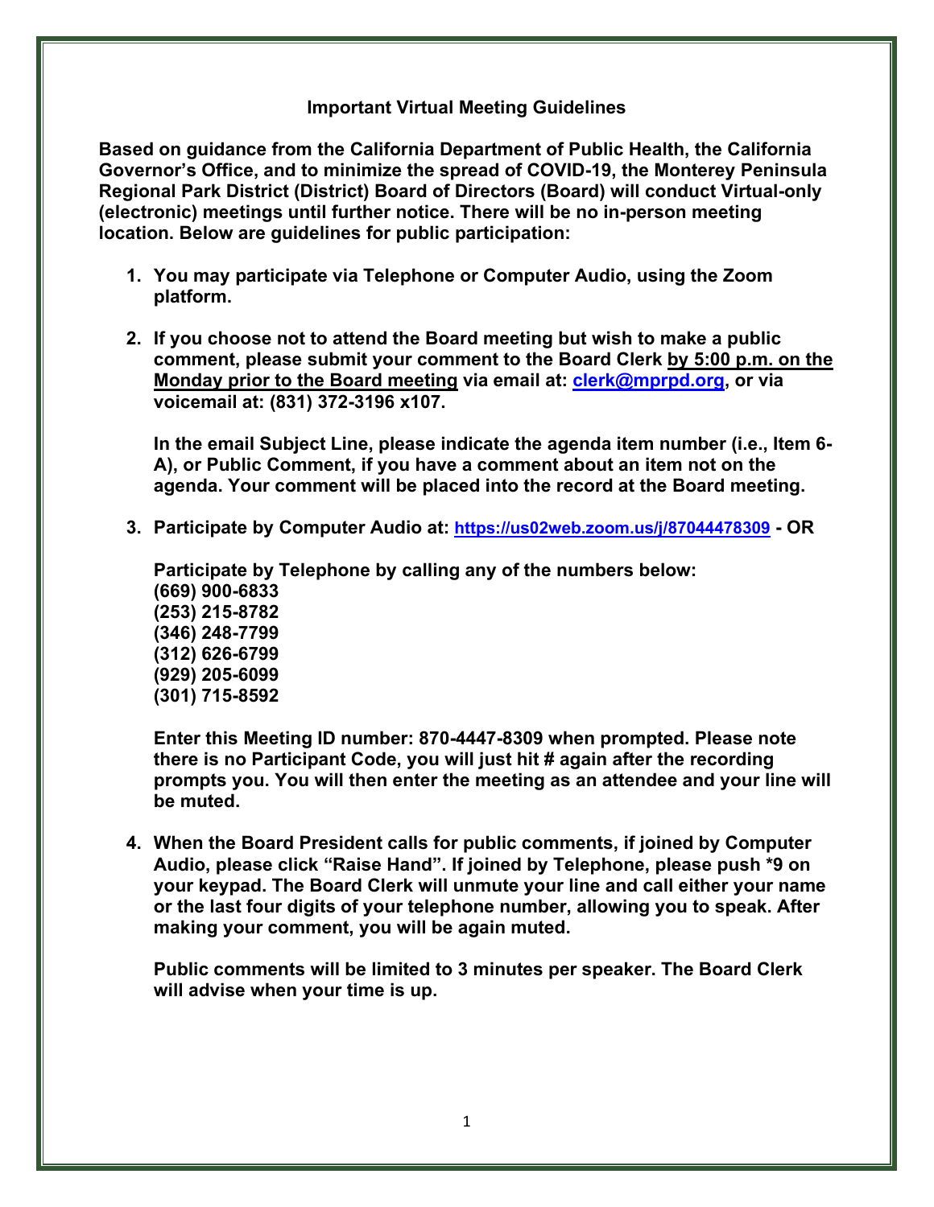## Important Virtual Meeting Guidelines

**Based on guidance from the California Department of Public Health, the California Governor's Office, and to minimize the spread of COVID-19, the Monterey Peninsula Regional Park District (District) Board of Directors (Board) will conduct Virtual-only (electronic) meetings until further notice. There will be no in-person meeting location. Below are guidelines for public participation:**

1. **You may participate via Telephone or Computer Audio, using the Zoom platform.**

2. **If you choose not to attend the Board meeting but wish to make a public comment, please submit your comment to the Board Clerk by 5:00 p.m. on the Monday prior to the Board meeting via email at: [clerk@mprpd.org](mailto:clerk@mprpd.org), or via voicemail at: (831) 372-3196 x107.**

   **In the email Subject Line, please indicate the agenda item number (i.e., Item 6-A), or Public Comment, if you have a comment about an item not on the agenda. Your comment will be placed into the record at the Board meeting.**

3. **Participate by Computer Audio at: [https://us02web.zoom.us/j/87044478309](https://us02web.zoom.us/j/87044478309) - OR**

   **Participate by Telephone by calling any of the numbers below:**
   **(669) 900-6833**
   **(253) 215-8782**
   **(346) 248-7799**
   **(312) 626-6799**
   **(929) 205-6099**
   **(301) 715-8592**

   **Enter this Meeting ID number: 870-4447-8309 when prompted. Please note there is no Participant Code, you will just hit # again after the recording prompts you. You will then enter the meeting as an attendee and your line will be muted.**

4. **When the Board President calls for public comments, if joined by Computer Audio, please click "Raise Hand". If joined by Telephone, please push *9 on your keypad. The Board Clerk will unmute your line and call either your name or the last four digits of your telephone number, allowing you to speak. After making your comment, you will be again muted.**

   **Public comments will be limited to 3 minutes per speaker. The Board Clerk will advise when your time is up.**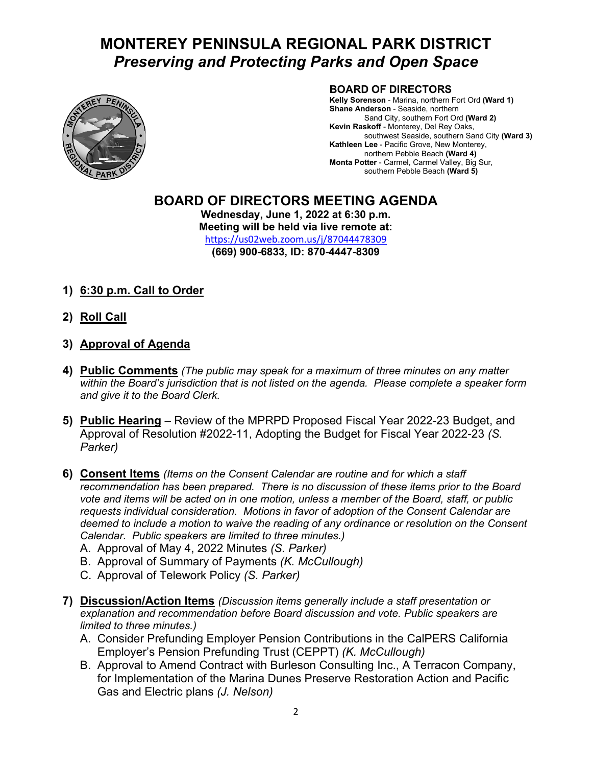# MONTEREY PENINSULA REGIONAL PARK DISTRICT
## *Preserving and Protecting Parks and Open Space*

**BOARD OF DIRECTORS**

**Kelly Sorenson** - Marina, northern Fort Ord **(Ward 1)**
**Shane Anderson** - Seaside, northern Sand City, southern Fort Ord **(Ward 2)**
**Kevin Raskoff** - Monterey, Del Rey Oaks, southwest Seaside, southern Sand City **(Ward 3)**
**Kathleen Lee** - Pacific Grove, New Monterey, northern Pebble Beach **(Ward 4)**
**Monta Potter** - Carmel, Carmel Valley, Big Sur, southern Pebble Beach **(Ward 5)**

## BOARD OF DIRECTORS MEETING AGENDA

**Wednesday, June 1, 2022 at 6:30 p.m.**
**Meeting will be held via live remote at:**
https://us02web.zoom.us/j/87044478309
**(669) 900-6833, ID: 870-4447-8309**

1) **6:30 p.m. Call to Order**

2) **Roll Call**

3) **Approval of Agenda**

4) **Public Comments** *(The public may speak for a maximum of three minutes on any matter within the Board's jurisdiction that is not listed on the agenda. Please complete a speaker form and give it to the Board Clerk.*

5) **Public Hearing** – Review of the MPRPD Proposed Fiscal Year 2022-23 Budget, and Approval of Resolution #2022-11, Adopting the Budget for Fiscal Year 2022-23 *(S. Parker)*

6) **Consent Items** *(Items on the Consent Calendar are routine and for which a staff recommendation has been prepared. There is no discussion of these items prior to the Board vote and items will be acted on in one motion, unless a member of the Board, staff, or public requests individual consideration. Motions in favor of adoption of the Consent Calendar are deemed to include a motion to waive the reading of any ordinance or resolution on the Consent Calendar. Public speakers are limited to three minutes.)*
   A. Approval of May 4, 2022 Minutes *(S. Parker)*
   B. Approval of Summary of Payments *(K. McCullough)*
   C. Approval of Telework Policy *(S. Parker)*

7) **Discussion/Action Items** *(Discussion items generally include a staff presentation or explanation and recommendation before Board discussion and vote. Public speakers are limited to three minutes.)*
   A. Consider Prefunding Employer Pension Contributions in the CalPERS California Employer's Pension Prefunding Trust (CEPPT) *(K. McCullough)*
   B. Approval to Amend Contract with Burleson Consulting Inc., A Terracon Company, for Implementation of the Marina Dunes Preserve Restoration Action and Pacific Gas and Electric plans *(J. Nelson)*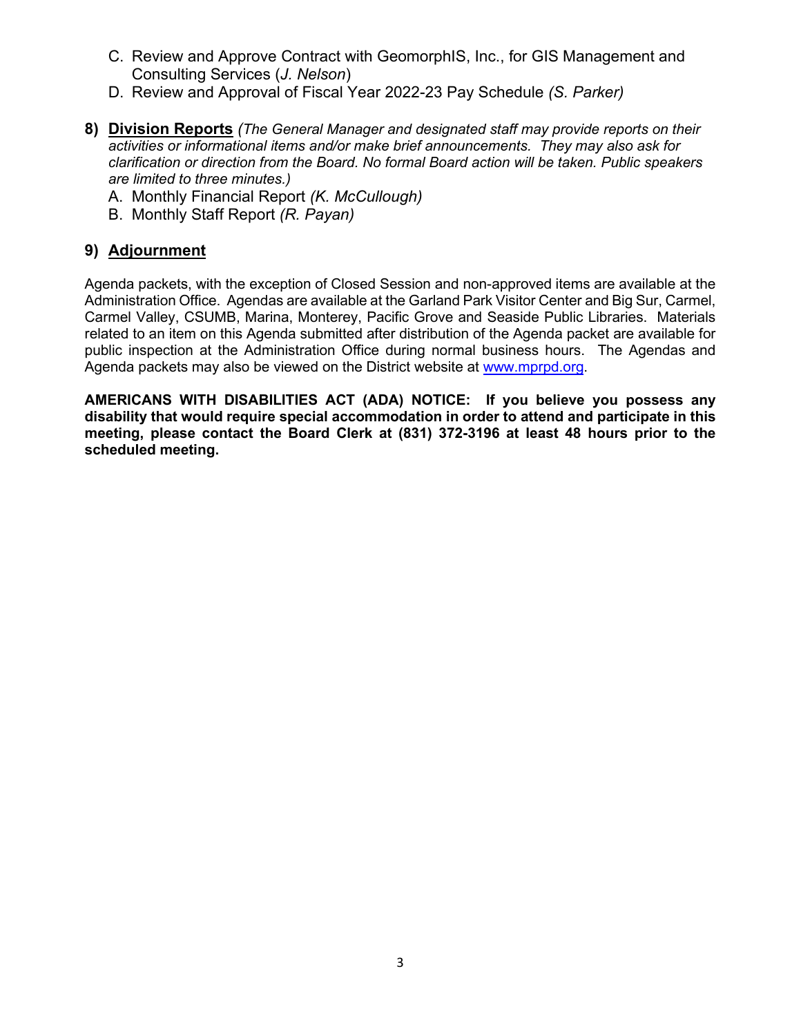C. Review and Approve Contract with GeomorphIS, Inc., for GIS Management and Consulting Services (*J. Nelson*)

D. Review and Approval of Fiscal Year 2022-23 Pay Schedule *(S. Parker)*

**8) <u>Division Reports</u>** *(The General Manager and designated staff may provide reports on their activities or informational items and/or make brief announcements. They may also ask for clarification or direction from the Board. No formal Board action will be taken. Public speakers are limited to three minutes.)*

A. Monthly Financial Report *(K. McCullough)*

B. Monthly Staff Report *(R. Payan)*

**9) <u>Adjournment</u>**

Agenda packets, with the exception of Closed Session and non-approved items are available at the Administration Office. Agendas are available at the Garland Park Visitor Center and Big Sur, Carmel, Carmel Valley, CSUMB, Marina, Monterey, Pacific Grove and Seaside Public Libraries. Materials related to an item on this Agenda submitted after distribution of the Agenda packet are available for public inspection at the Administration Office during normal business hours. The Agendas and Agenda packets may also be viewed on the District website at www.mprpd.org.

**AMERICANS WITH DISABILITIES ACT (ADA) NOTICE: If you believe you possess any disability that would require special accommodation in order to attend and participate in this meeting, please contact the Board Clerk at (831) 372-3196 at least 48 hours prior to the scheduled meeting.**